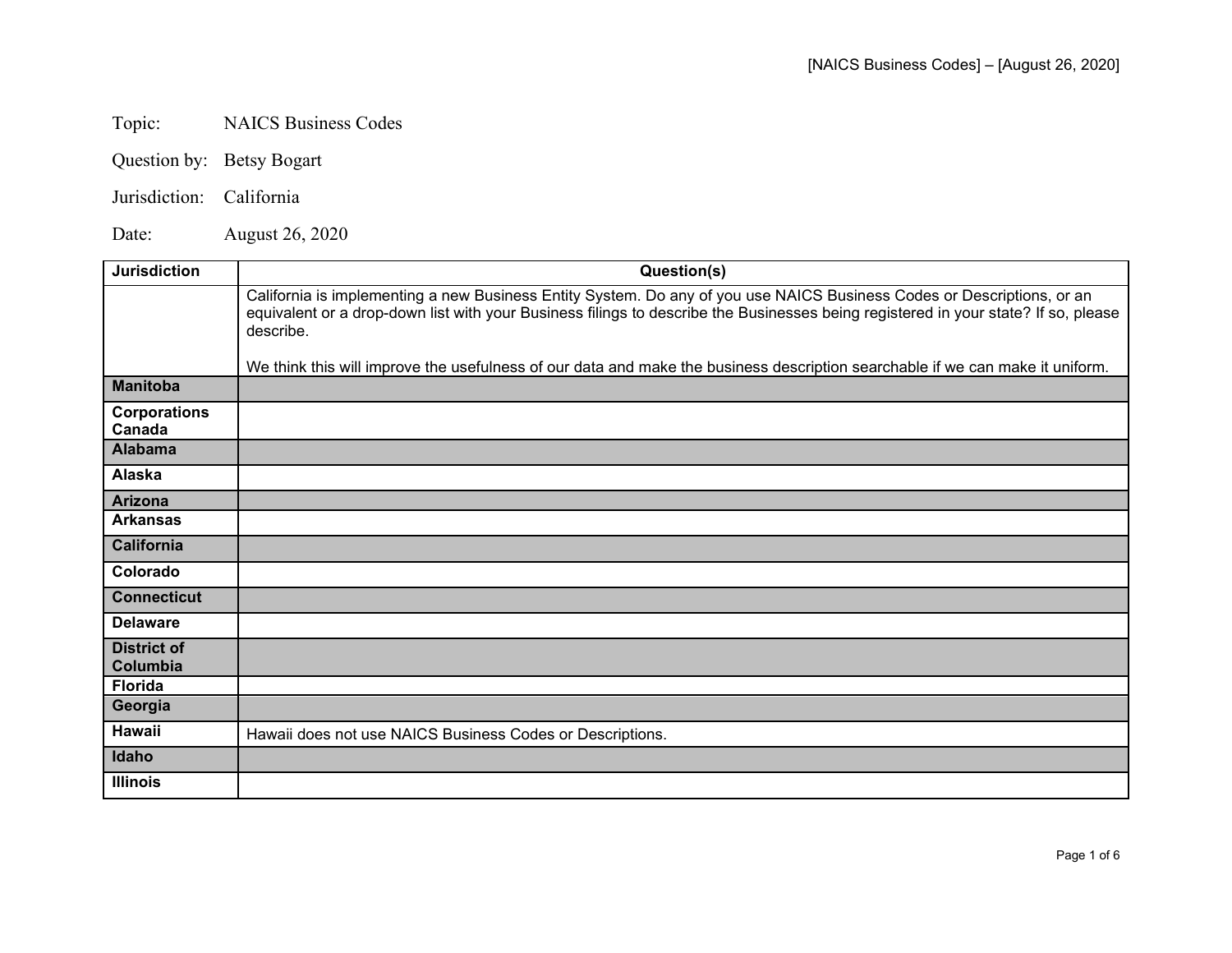Topic: NAICS Business Codes

Question by: Betsy Bogart

Jurisdiction: California

Date: August 26, 2020

| Jurisdiction | Question(s) |
|---|---|
| | California is implementing a new Business Entity System. Do any of you use NAICS Business Codes or Descriptions, or an equivalent or a drop-down list with your Business filings to describe the Businesses being registered in your state? If so, please describe.<br><br>We think this will improve the usefulness of our data and make the business description searchable if we can make it uniform. |
| **Manitoba** | |
| **Corporations Canada** | |
| **Alabama** | |
| **Alaska** | |
| **Arizona** | |
| **Arkansas** | |
| **California** | |
| **Colorado** | |
| **Connecticut** | |
| **Delaware** | |
| **District of Columbia** | |
| **Florida** | |
| **Georgia** | |
| **Hawaii** | Hawaii does not use NAICS Business Codes or Descriptions. |
| **Idaho** | |
| **Illinois** | |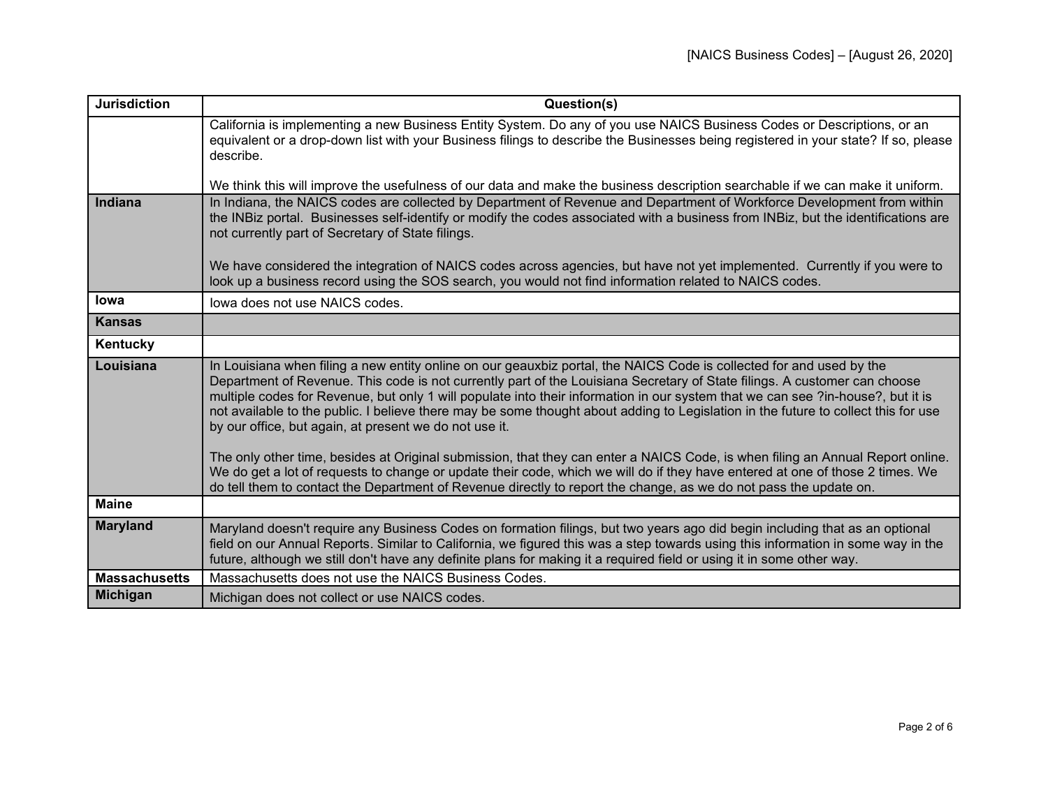| Jurisdiction | Question(s) |
|---|---|
| | California is implementing a new Business Entity System. Do any of you use NAICS Business Codes or Descriptions, or an equivalent or a drop-down list with your Business filings to describe the Businesses being registered in your state? If so, please describe.<br><br>We think this will improve the usefulness of our data and make the business description searchable if we can make it uniform. |
| **Indiana** | In Indiana, the NAICS codes are collected by Department of Revenue and Department of Workforce Development from within the INBiz portal. Businesses self-identify or modify the codes associated with a business from INBiz, but the identifications are not currently part of Secretary of State filings.<br><br>We have considered the integration of NAICS codes across agencies, but have not yet implemented. Currently if you were to look up a business record using the SOS search, you would not find information related to NAICS codes. |
| **Iowa** | Iowa does not use NAICS codes. |
| **Kansas** | |
| **Kentucky** | |
| **Louisiana** | In Louisiana when filing a new entity online on our geauxbiz portal, the NAICS Code is collected for and used by the Department of Revenue. This code is not currently part of the Louisiana Secretary of State filings. A customer can choose multiple codes for Revenue, but only 1 will populate into their information in our system that we can see ?in-house?, but it is not available to the public. I believe there may be some thought about adding to Legislation in the future to collect this for use by our office, but again, at present we do not use it.<br><br>The only other time, besides at Original submission, that they can enter a NAICS Code, is when filing an Annual Report online. We do get a lot of requests to change or update their code, which we will do if they have entered at one of those 2 times. We do tell them to contact the Department of Revenue directly to report the change, as we do not pass the update on. |
| **Maine** | |
| **Maryland** | Maryland doesn't require any Business Codes on formation filings, but two years ago did begin including that as an optional field on our Annual Reports. Similar to California, we figured this was a step towards using this information in some way in the future, although we still don't have any definite plans for making it a required field or using it in some other way. |
| **Massachusetts** | Massachusetts does not use the NAICS Business Codes. |
| **Michigan** | Michigan does not collect or use NAICS codes. |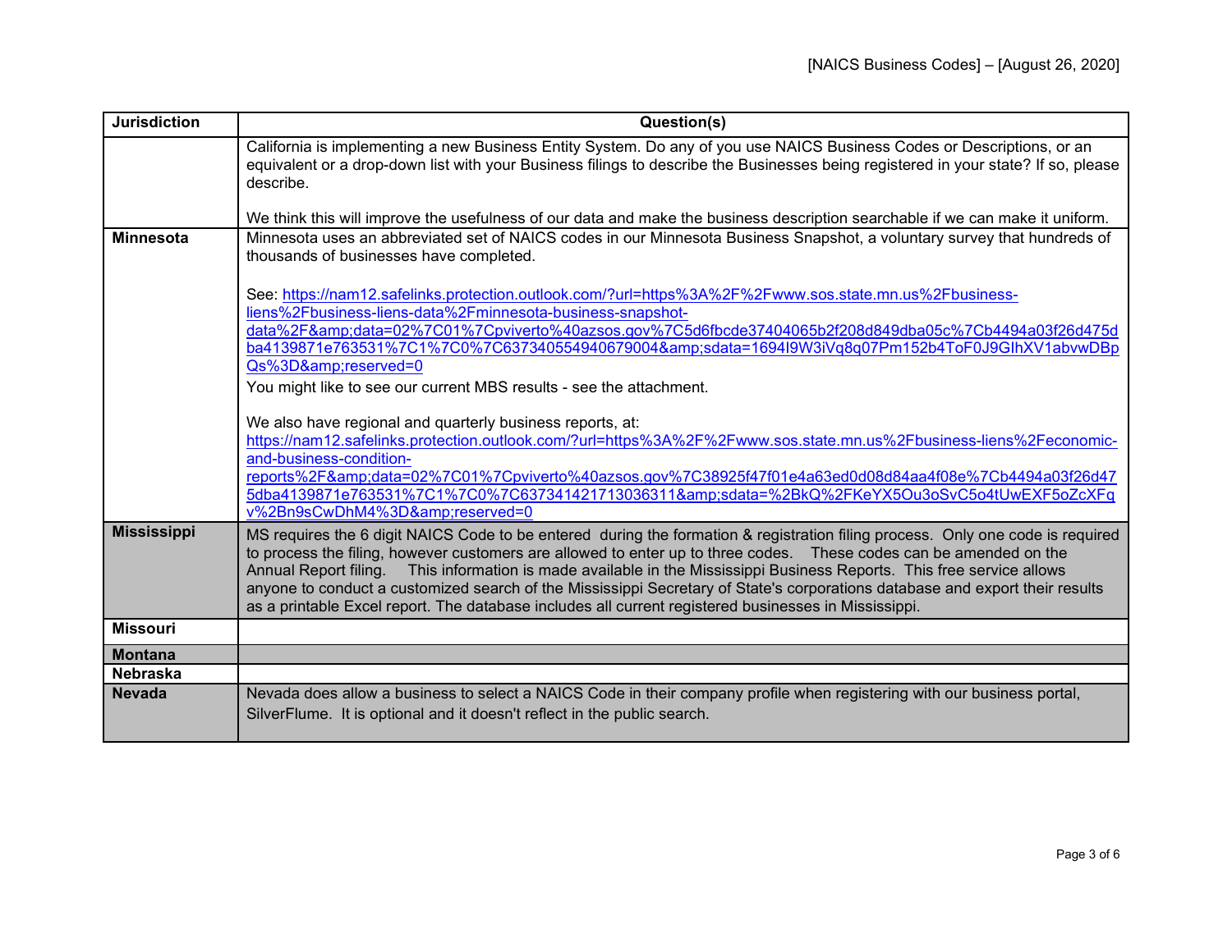| Jurisdiction | Question(s) |
|---|---|
| | California is implementing a new Business Entity System. Do any of you use NAICS Business Codes or Descriptions, or an equivalent or a drop-down list with your Business filings to describe the Businesses being registered in your state? If so, please describe.<br><br>We think this will improve the usefulness of our data and make the business description searchable if we can make it uniform. |
| **Minnesota** | Minnesota uses an abbreviated set of NAICS codes in our Minnesota Business Snapshot, a voluntary survey that hundreds of thousands of businesses have completed.<br><br>See: https://nam12.safelinks.protection.outlook.com/?url=https%3A%2F%2Fwww.sos.state.mn.us%2Fbusiness-liens%2Fbusiness-liens-data%2Fminnesota-business-snapshot-data%2F&amp;data=02%7C01%7Cpviverto%40azsos.gov%7C5d6fbcde37404065b2f208d849dba05c%7Cb4494a03f26d475dba4139871e763531%7C1%7C0%7C637340554940679004&amp;sdata=1694I9W3iVq8q07Pm152b4ToF0J9GIhXV1abvwDBpQs%3D&amp;reserved=0<br>You might like to see our current MBS results - see the attachment.<br><br>We also have regional and quarterly business reports, at:<br>https://nam12.safelinks.protection.outlook.com/?url=https%3A%2F%2Fwww.sos.state.mn.us%2Fbusiness-liens%2Feconomic-and-business-condition-reports%2F&amp;data=02%7C01%7Cpviverto%40azsos.gov%7C38925f47f01e4a63ed0d08d84aa4f08e%7Cb4494a03f26d475dba4139871e763531%7C1%7C0%7C637341421713036311&amp;sdata=%2BkQ%2FKeYX5Ou3oSvC5o4tUwEXF5oZcXFqv%2Bn9sCwDhM4%3D&amp;reserved=0 |
| **Mississippi** | MS requires the 6 digit NAICS Code to be entered during the formation & registration filing process. Only one code is required to process the filing, however customers are allowed to enter up to three codes. These codes can be amended on the Annual Report filing. This information is made available in the Mississippi Business Reports. This free service allows anyone to conduct a customized search of the Mississippi Secretary of State's corporations database and export their results as a printable Excel report. The database includes all current registered businesses in Mississippi. |
| **Missouri** | |
| **Montana** | |
| **Nebraska** | |
| **Nevada** | Nevada does allow a business to select a NAICS Code in their company profile when registering with our business portal, SilverFlume. It is optional and it doesn't reflect in the public search. |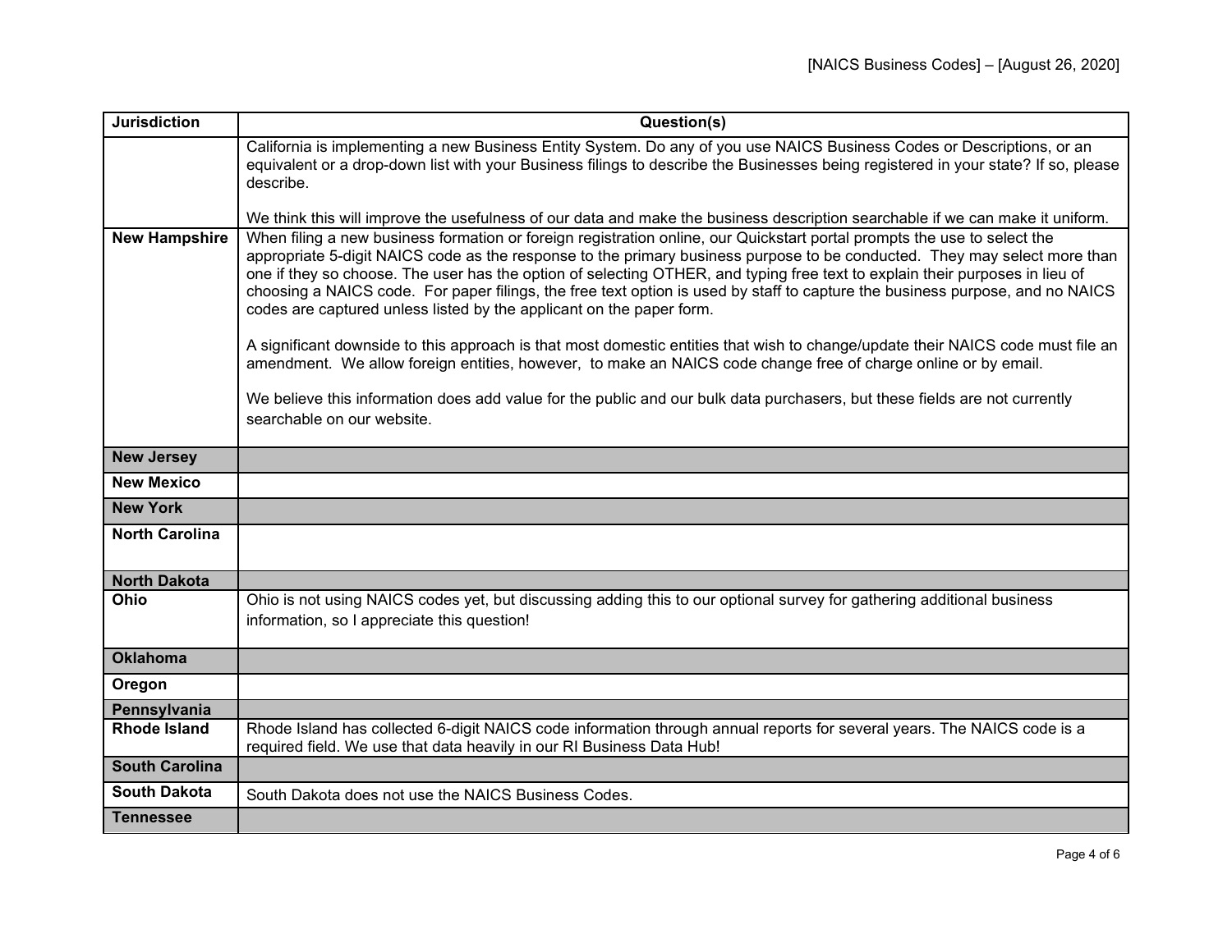| Jurisdiction | Question(s) |
| --- | --- |
| | California is implementing a new Business Entity System. Do any of you use NAICS Business Codes or Descriptions, or an equivalent or a drop-down list with your Business filings to describe the Businesses being registered in your state? If so, please describe.<br><br>We think this will improve the usefulness of our data and make the business description searchable if we can make it uniform. |
| **New Hampshire** | When filing a new business formation or foreign registration online, our Quickstart portal prompts the use to select the appropriate 5-digit NAICS code as the response to the primary business purpose to be conducted. They may select more than one if they so choose. The user has the option of selecting OTHER, and typing free text to explain their purposes in lieu of choosing a NAICS code. For paper filings, the free text option is used by staff to capture the business purpose, and no NAICS codes are captured unless listed by the applicant on the paper form.<br><br>A significant downside to this approach is that most domestic entities that wish to change/update their NAICS code must file an amendment. We allow foreign entities, however, to make an NAICS code change free of charge online or by email.<br><br>We believe this information does add value for the public and our bulk data purchasers, but these fields are not currently searchable on our website. |
| **New Jersey** | |
| **New Mexico** | |
| **New York** | |
| **North Carolina** | |
| **North Dakota** | |
| **Ohio** | Ohio is not using NAICS codes yet, but discussing adding this to our optional survey for gathering additional business information, so I appreciate this question! |
| **Oklahoma** | |
| **Oregon** | |
| **Pennsylvania** | |
| **Rhode Island** | Rhode Island has collected 6-digit NAICS code information through annual reports for several years. The NAICS code is a required field. We use that data heavily in our RI Business Data Hub! |
| **South Carolina** | |
| **South Dakota** | South Dakota does not use the NAICS Business Codes. |
| **Tennessee** | |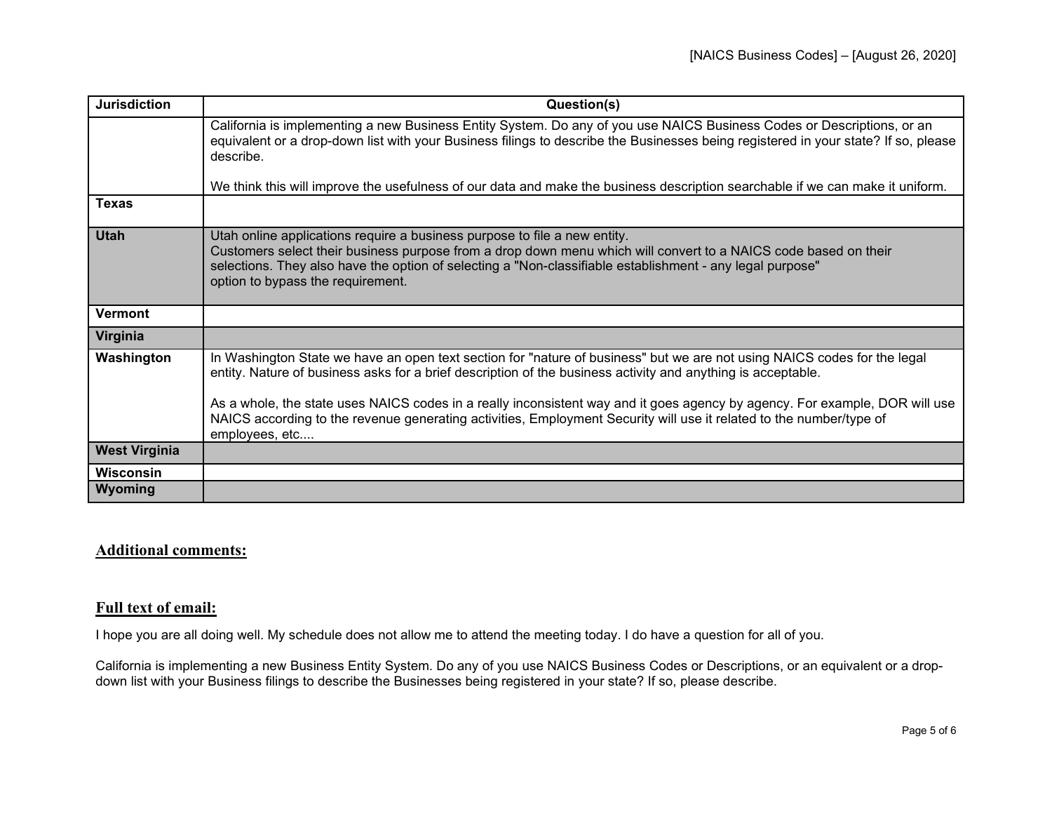| Jurisdiction | Question(s) |
|---|---|
| | California is implementing a new Business Entity System. Do any of you use NAICS Business Codes or Descriptions, or an equivalent or a drop-down list with your Business filings to describe the Businesses being registered in your state? If so, please describe.<br><br>We think this will improve the usefulness of our data and make the business description searchable if we can make it uniform. |
| **Texas** | |
| **Utah** | Utah online applications require a business purpose to file a new entity.<br>Customers select their business purpose from a drop down menu which will convert to a NAICS code based on their selections. They also have the option of selecting a "Non-classifiable establishment - any legal purpose" option to bypass the requirement. |
| **Vermont** | |
| **Virginia** | |
| **Washington** | In Washington State we have an open text section for "nature of business" but we are not using NAICS codes for the legal entity. Nature of business asks for a brief description of the business activity and anything is acceptable.<br><br>As a whole, the state uses NAICS codes in a really inconsistent way and it goes agency by agency. For example, DOR will use NAICS according to the revenue generating activities, Employment Security will use it related to the number/type of employees, etc.... |
| **West Virginia** | |
| **Wisconsin** | |
| **Wyoming** | |

## Additional comments:

## Full text of email:

I hope you are all doing well. My schedule does not allow me to attend the meeting today. I do have a question for all of you.

California is implementing a new Business Entity System. Do any of you use NAICS Business Codes or Descriptions, or an equivalent or a drop-down list with your Business filings to describe the Businesses being registered in your state? If so, please describe.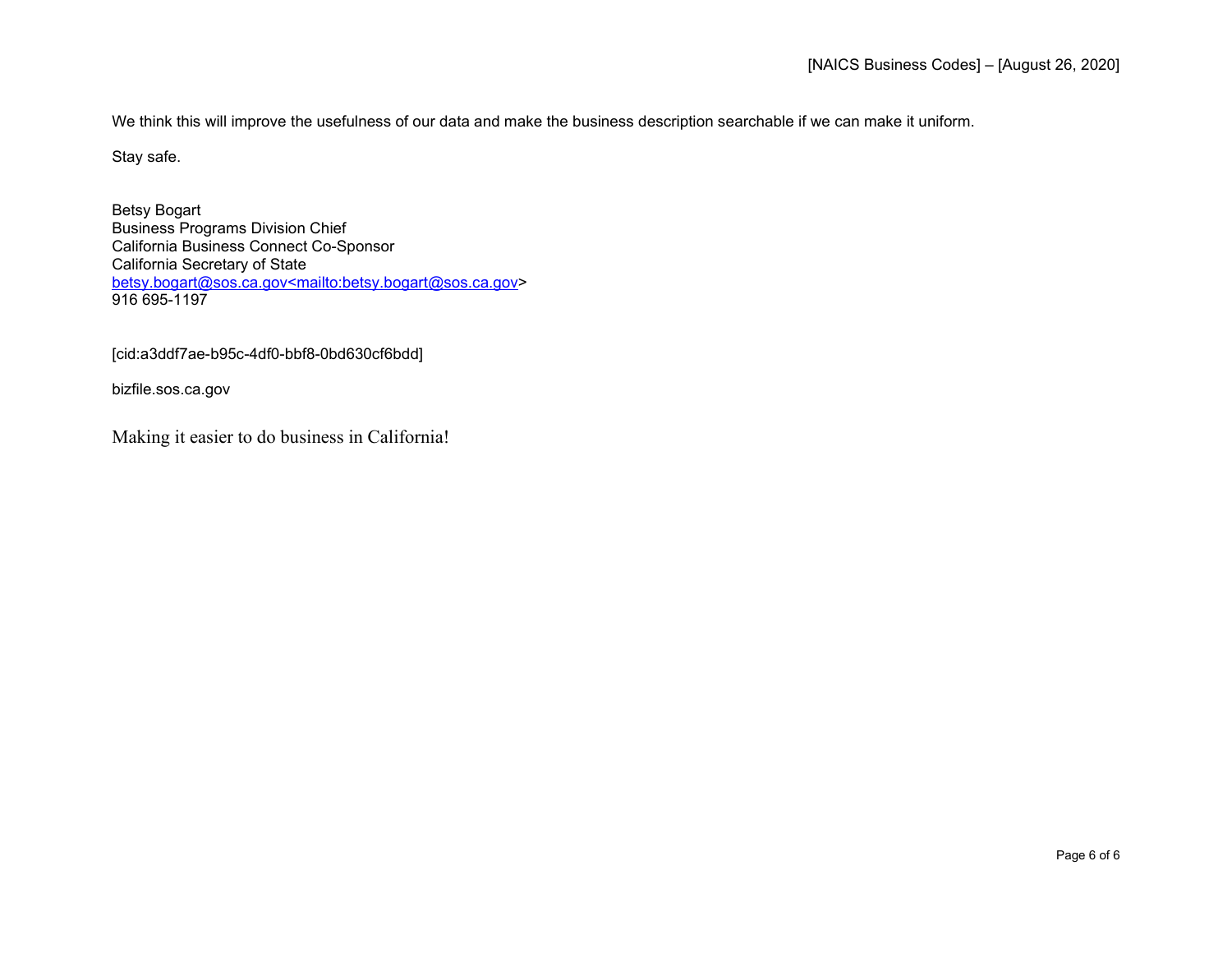We think this will improve the usefulness of our data and make the business description searchable if we can make it uniform.

Stay safe.

Betsy Bogart
Business Programs Division Chief
California Business Connect Co-Sponsor
California Secretary of State
betsy.bogart@sos.ca.gov<mailto:betsy.bogart@sos.ca.gov>
916 695-1197

[cid:a3ddf7ae-b95c-4df0-bbf8-0bd630cf6bdd]

bizfile.sos.ca.gov

Making it easier to do business in California!